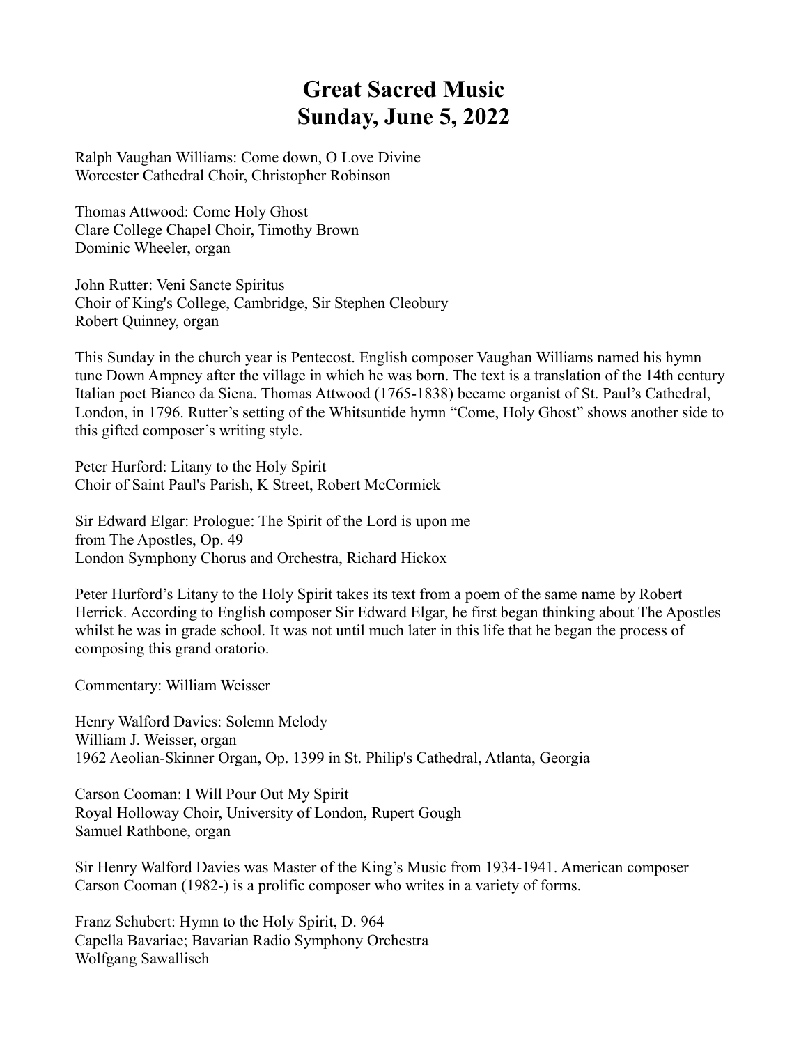# Great Sacred Music
# Sunday, June 5, 2022

Ralph Vaughan Williams: Come down, O Love Divine
Worcester Cathedral Choir, Christopher Robinson

Thomas Attwood: Come Holy Ghost
Clare College Chapel Choir, Timothy Brown
Dominic Wheeler, organ

John Rutter: Veni Sancte Spiritus
Choir of King's College, Cambridge, Sir Stephen Cleobury
Robert Quinney, organ

This Sunday in the church year is Pentecost. English composer Vaughan Williams named his hymn tune Down Ampney after the village in which he was born. The text is a translation of the 14th century Italian poet Bianco da Siena. Thomas Attwood (1765-1838) became organist of St. Paul's Cathedral, London, in 1796. Rutter's setting of the Whitsuntide hymn "Come, Holy Ghost" shows another side to this gifted composer's writing style.

Peter Hurford: Litany to the Holy Spirit
Choir of Saint Paul's Parish, K Street, Robert McCormick

Sir Edward Elgar: Prologue: The Spirit of the Lord is upon me
from The Apostles, Op. 49
London Symphony Chorus and Orchestra, Richard Hickox

Peter Hurford's Litany to the Holy Spirit takes its text from a poem of the same name by Robert Herrick. According to English composer Sir Edward Elgar, he first began thinking about The Apostles whilst he was in grade school. It was not until much later in this life that he began the process of composing this grand oratorio.

Commentary: William Weisser

Henry Walford Davies: Solemn Melody
William J. Weisser, organ
1962 Aeolian-Skinner Organ, Op. 1399 in St. Philip's Cathedral, Atlanta, Georgia

Carson Cooman: I Will Pour Out My Spirit
Royal Holloway Choir, University of London, Rupert Gough
Samuel Rathbone, organ

Sir Henry Walford Davies was Master of the King's Music from 1934-1941. American composer Carson Cooman (1982-) is a prolific composer who writes in a variety of forms.

Franz Schubert: Hymn to the Holy Spirit, D. 964
Capella Bavariae; Bavarian Radio Symphony Orchestra
Wolfgang Sawallisch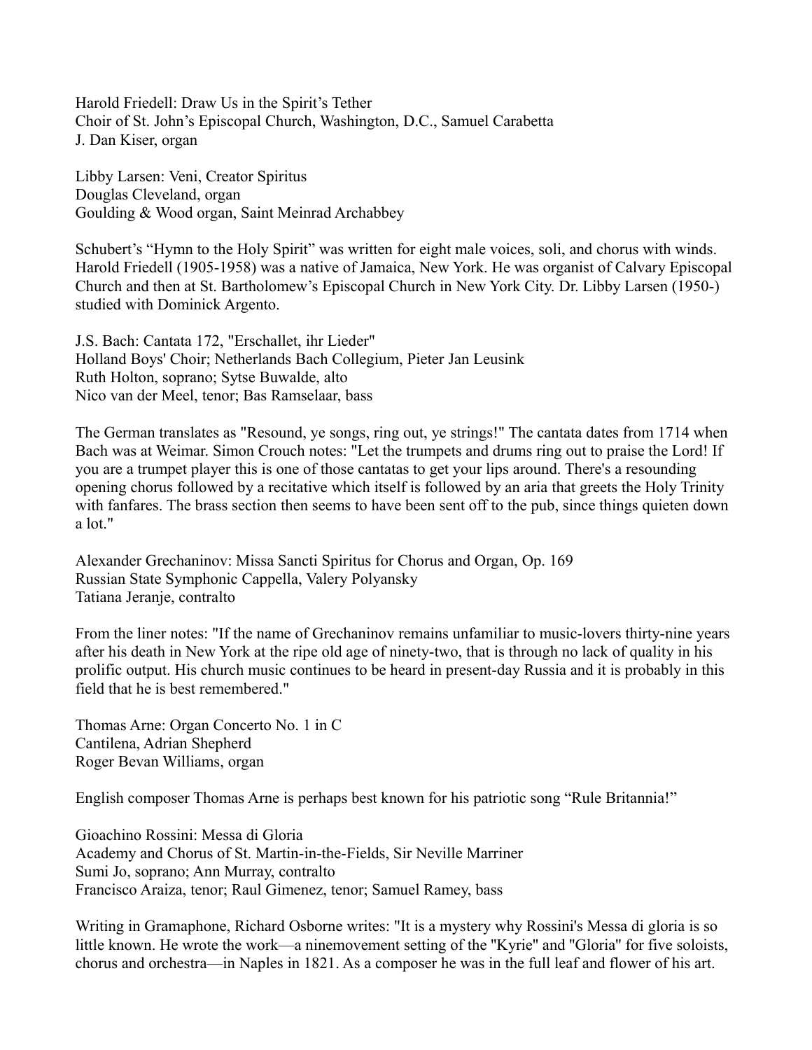Harold Friedell: Draw Us in the Spirit's Tether
Choir of St. John's Episcopal Church, Washington, D.C., Samuel Carabetta
J. Dan Kiser, organ

Libby Larsen: Veni, Creator Spiritus
Douglas Cleveland, organ
Goulding & Wood organ, Saint Meinrad Archabbey

Schubert's "Hymn to the Holy Spirit" was written for eight male voices, soli, and chorus with winds. Harold Friedell (1905-1958) was a native of Jamaica, New York. He was organist of Calvary Episcopal Church and then at St. Bartholomew's Episcopal Church in New York City. Dr. Libby Larsen (1950-) studied with Dominick Argento.

J.S. Bach: Cantata 172, "Erschallet, ihr Lieder"
Holland Boys' Choir; Netherlands Bach Collegium, Pieter Jan Leusink
Ruth Holton, soprano; Sytse Buwalde, alto
Nico van der Meel, tenor; Bas Ramselaar, bass

The German translates as "Resound, ye songs, ring out, ye strings!" The cantata dates from 1714 when Bach was at Weimar. Simon Crouch notes: "Let the trumpets and drums ring out to praise the Lord! If you are a trumpet player this is one of those cantatas to get your lips around. There's a resounding opening chorus followed by a recitative which itself is followed by an aria that greets the Holy Trinity with fanfares. The brass section then seems to have been sent off to the pub, since things quieten down a lot."

Alexander Grechaninov: Missa Sancti Spiritus for Chorus and Organ, Op. 169
Russian State Symphonic Cappella, Valery Polyansky
Tatiana Jeranje, contralto

From the liner notes: "If the name of Grechaninov remains unfamiliar to music-lovers thirty-nine years after his death in New York at the ripe old age of ninety-two, that is through no lack of quality in his prolific output. His church music continues to be heard in present-day Russia and it is probably in this field that he is best remembered."

Thomas Arne: Organ Concerto No. 1 in C
Cantilena, Adrian Shepherd
Roger Bevan Williams, organ

English composer Thomas Arne is perhaps best known for his patriotic song "Rule Britannia!"

Gioachino Rossini: Messa di Gloria
Academy and Chorus of St. Martin-in-the-Fields, Sir Neville Marriner
Sumi Jo, soprano; Ann Murray, contralto
Francisco Araiza, tenor; Raul Gimenez, tenor; Samuel Ramey, bass

Writing in Gramaphone, Richard Osborne writes: "It is a mystery why Rossini's Messa di gloria is so little known. He wrote the work—a ninemovement setting of the "Kyrie" and "Gloria" for five soloists, chorus and orchestra—in Naples in 1821. As a composer he was in the full leaf and flower of his art.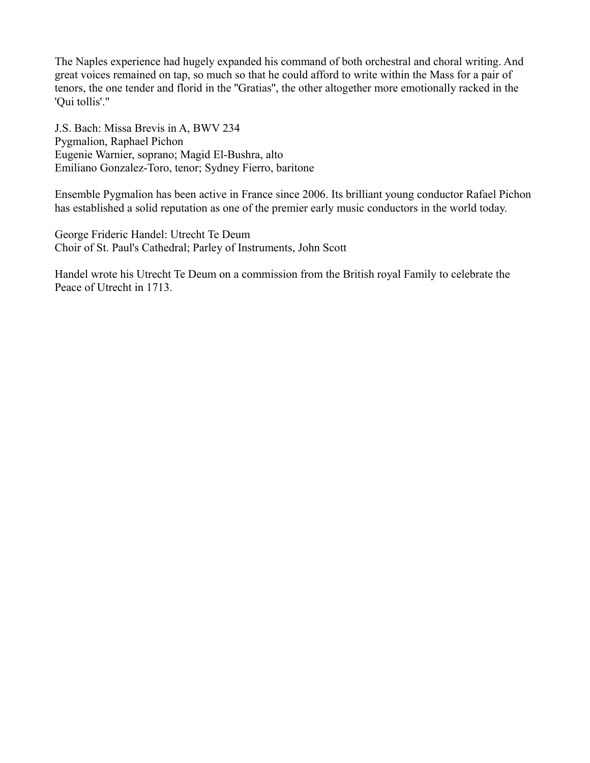The Naples experience had hugely expanded his command of both orchestral and choral writing. And great voices remained on tap, so much so that he could afford to write within the Mass for a pair of tenors, the one tender and florid in the "Gratias", the other altogether more emotionally racked in the 'Qui tollis'."

J.S. Bach: Missa Brevis in A, BWV 234
Pygmalion, Raphael Pichon
Eugenie Warnier, soprano; Magid El-Bushra, alto
Emiliano Gonzalez-Toro, tenor; Sydney Fierro, baritone

Ensemble Pygmalion has been active in France since 2006. Its brilliant young conductor Rafael Pichon has established a solid reputation as one of the premier early music conductors in the world today.

George Frideric Handel: Utrecht Te Deum
Choir of St. Paul's Cathedral; Parley of Instruments, John Scott

Handel wrote his Utrecht Te Deum on a commission from the British royal Family to celebrate the Peace of Utrecht in 1713.